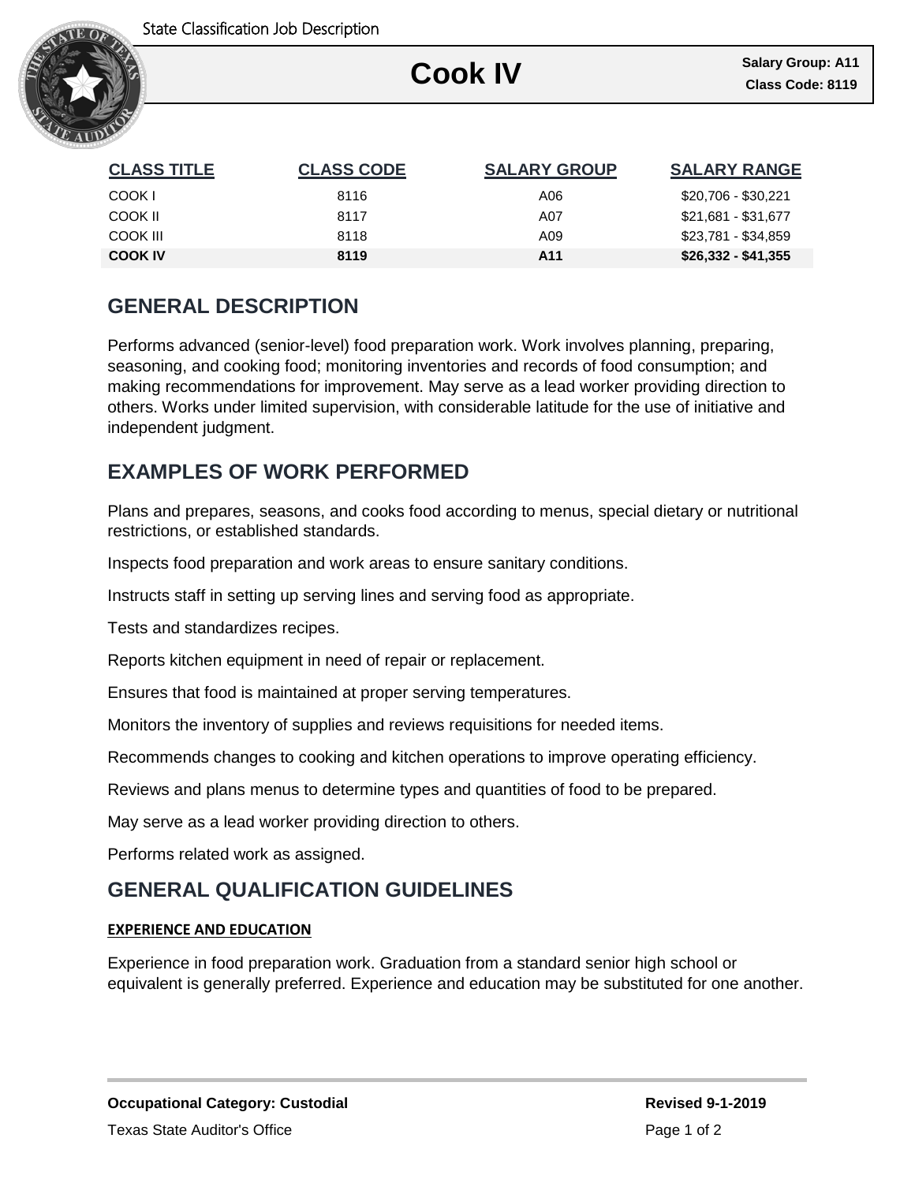State Classification Job Description

# Cook IV

**Salary Group: A11**
**Class Code: 8119**

| CLASS TITLE | CLASS CODE | SALARY GROUP | SALARY RANGE |
|---|---|---|---|
| COOK I | 8116 | A06 | $20,706 - $30,221 |
| COOK II | 8117 | A07 | $21,681 - $31,677 |
| COOK III | 8118 | A09 | $23,781 - $34,859 |
| **COOK IV** | **8119** | **A11** | **$26,332 - $41,355** |

## GENERAL DESCRIPTION

Performs advanced (senior-level) food preparation work. Work involves planning, preparing, seasoning, and cooking food; monitoring inventories and records of food consumption; and making recommendations for improvement. May serve as a lead worker providing direction to others. Works under limited supervision, with considerable latitude for the use of initiative and independent judgment.

## EXAMPLES OF WORK PERFORMED

Plans and prepares, seasons, and cooks food according to menus, special dietary or nutritional restrictions, or established standards.

Inspects food preparation and work areas to ensure sanitary conditions.

Instructs staff in setting up serving lines and serving food as appropriate.

Tests and standardizes recipes.

Reports kitchen equipment in need of repair or replacement.

Ensures that food is maintained at proper serving temperatures.

Monitors the inventory of supplies and reviews requisitions for needed items.

Recommends changes to cooking and kitchen operations to improve operating efficiency.

Reviews and plans menus to determine types and quantities of food to be prepared.

May serve as a lead worker providing direction to others.

Performs related work as assigned.

## GENERAL QUALIFICATION GUIDELINES

### EXPERIENCE AND EDUCATION

Experience in food preparation work. Graduation from a standard senior high school or equivalent is generally preferred. Experience and education may be substituted for one another.

**Occupational Category: Custodial**

**Revised 9-1-2019**

Texas State Auditor's Office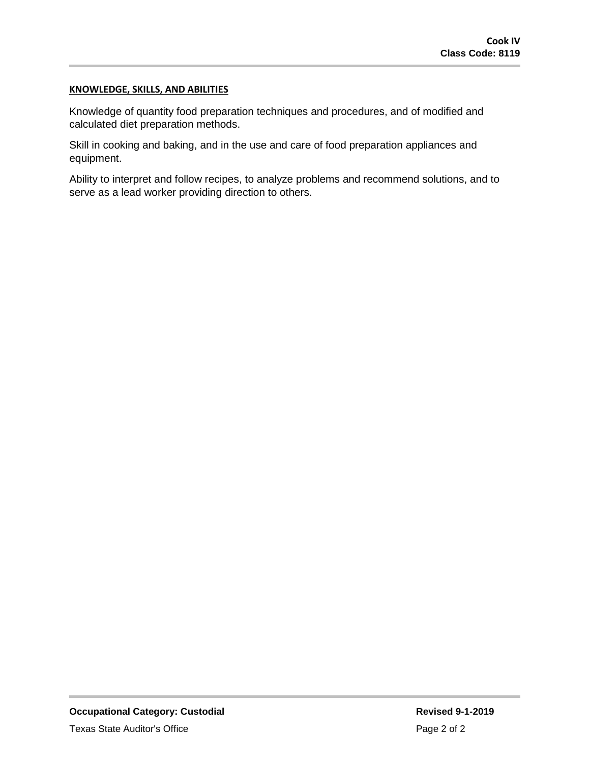## KNOWLEDGE, SKILLS, AND ABILITIES

Knowledge of quantity food preparation techniques and procedures, and of modified and calculated diet preparation methods.

Skill in cooking and baking, and in the use and care of food preparation appliances and equipment.

Ability to interpret and follow recipes, to analyze problems and recommend solutions, and to serve as a lead worker providing direction to others.